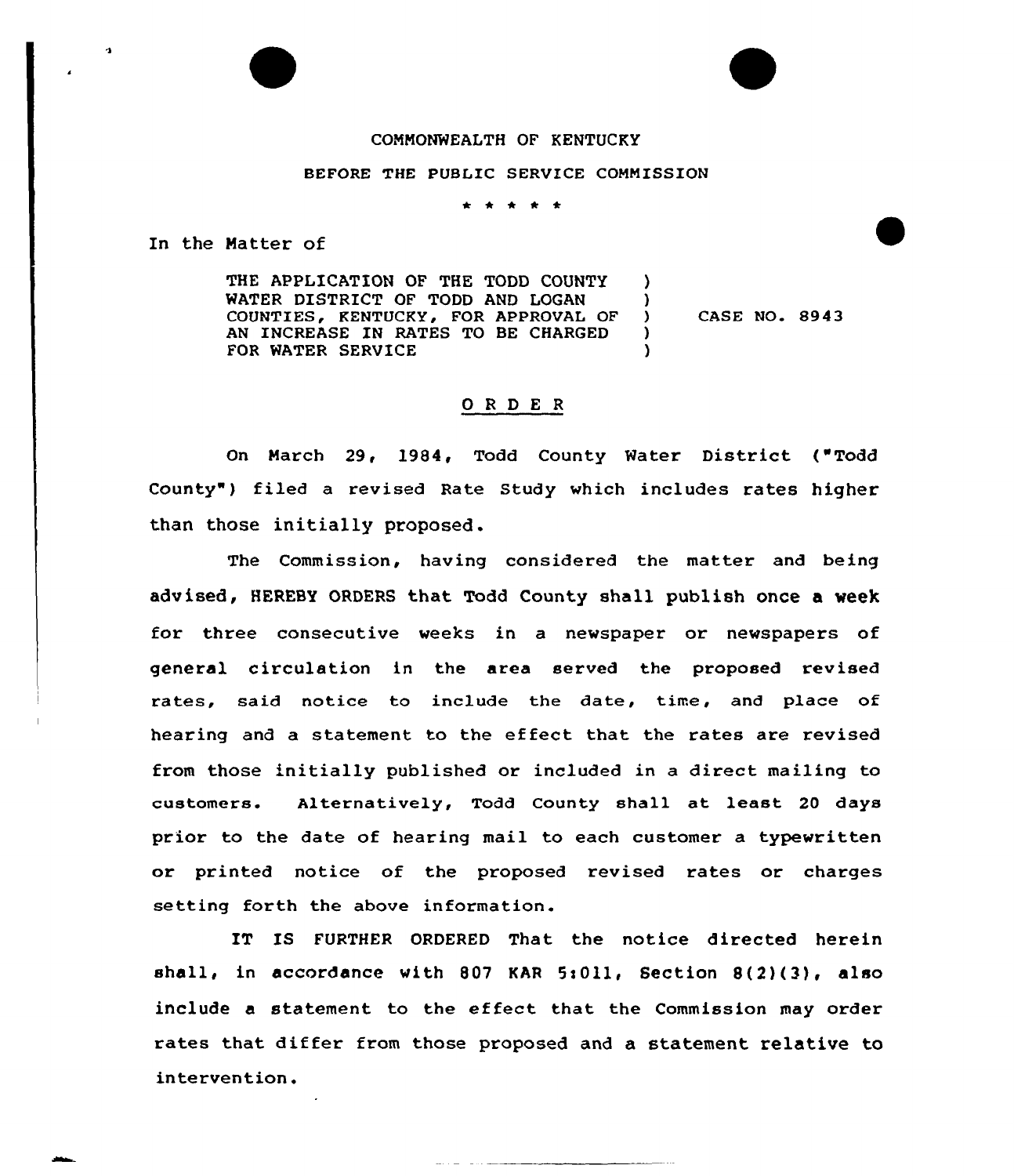COMMONWEALTH OF KENTUCKY

BEFORE THE PUBLIC SERVICE COMMISSION

\* \* \* \* \*

In the Matter of

| | | |
|---|---|---|
| THE APPLICATION OF THE TODD COUNTY WATER DISTRICT OF TODD AND LOGAN COUNTIES, KENTUCKY, FOR APPROVAL OF AN INCREASE IN RATES TO BE CHARGED FOR WATER SERVICE | ) | CASE NO. 8943 |

## ORDER

On March 29, 1984, Todd County Water District ("Todd County") filed a revised Rate Study which includes rates higher than those initially proposed.

The Commission, having considered the matter and being advised, HEREBY ORDERS that Todd County shall publish once a week for three consecutive weeks in a newspaper or newspapers of general circulation in the area served the proposed revised rates, said notice to include the date, time, and place of hearing and a statement to the effect that the rates are revised from those initially published or included in a direct mailing to customers. Alternatively, Todd County shall at least 20 days prior to the date of hearing mail to each customer a typewritten or printed notice of the proposed revised rates or charges setting forth the above information.

IT IS FURTHER ORDERED That the notice directed herein shall, in accordance with 807 KAR 5:011, Section 8(2)(3), also include a statement to the effect that the Commission may order rates that differ from those proposed and a statement relative to intervention.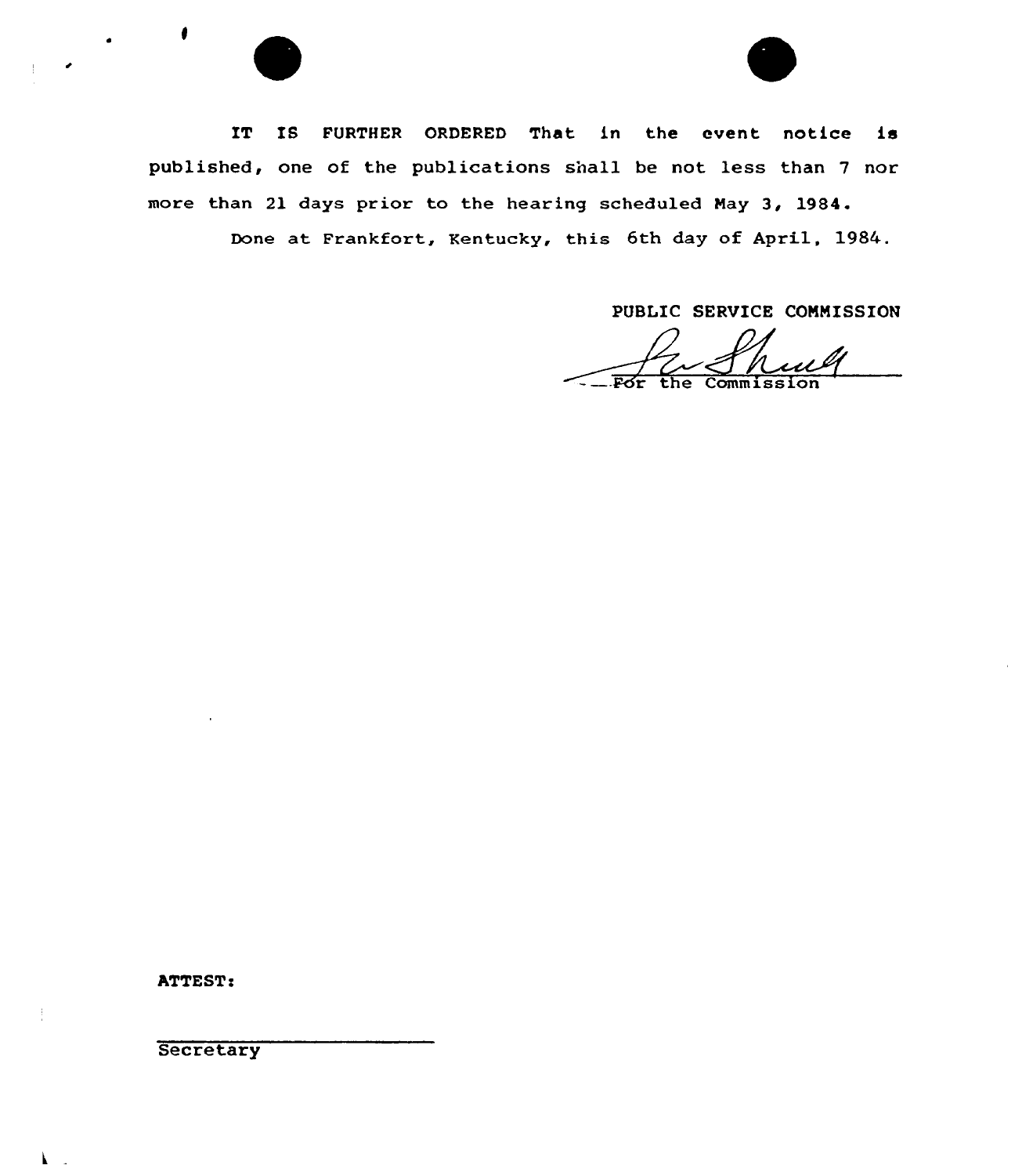IT IS FURTHER ORDERED That in the event notice is published, one of the publications shall be not less than 7 nor more than 21 days prior to the hearing scheduled May 3, 1984.

Done at Frankfort, Kentucky, this 6th day of April, 1984.

PUBLIC SERVICE COMMISSION

For the Commission

ATTEST:

Secretary